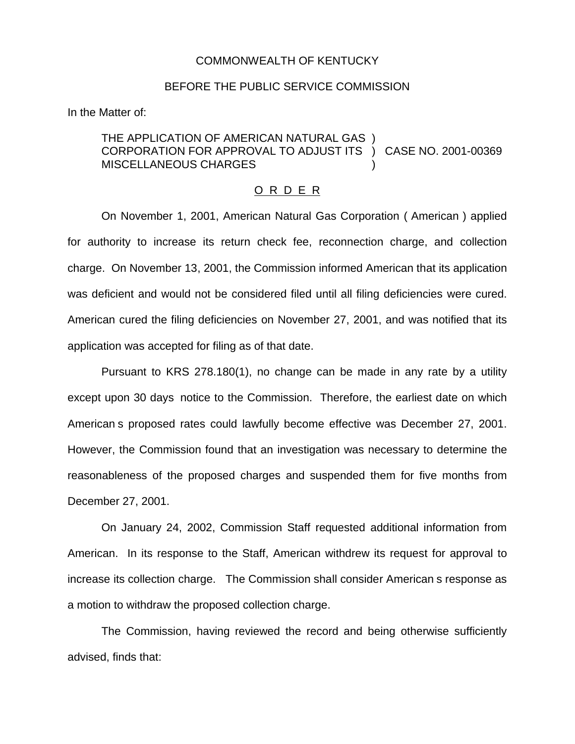COMMONWEALTH OF KENTUCKY

BEFORE THE PUBLIC SERVICE COMMISSION

In the Matter of:

THE APPLICATION OF AMERICAN NATURAL GAS )
CORPORATION FOR APPROVAL TO ADJUST ITS ) CASE NO. 2001-00369
MISCELLANEOUS CHARGES )

O R D E R

On November 1, 2001, American Natural Gas Corporation ( American ) applied for authority to increase its return check fee, reconnection charge, and collection charge. On November 13, 2001, the Commission informed American that its application was deficient and would not be considered filed until all filing deficiencies were cured. American cured the filing deficiencies on November 27, 2001, and was notified that its application was accepted for filing as of that date.

Pursuant to KRS 278.180(1), no change can be made in any rate by a utility except upon 30 days notice to the Commission. Therefore, the earliest date on which American s proposed rates could lawfully become effective was December 27, 2001. However, the Commission found that an investigation was necessary to determine the reasonableness of the proposed charges and suspended them for five months from December 27, 2001.

On January 24, 2002, Commission Staff requested additional information from American. In its response to the Staff, American withdrew its request for approval to increase its collection charge. The Commission shall consider American s response as a motion to withdraw the proposed collection charge.

The Commission, having reviewed the record and being otherwise sufficiently advised, finds that: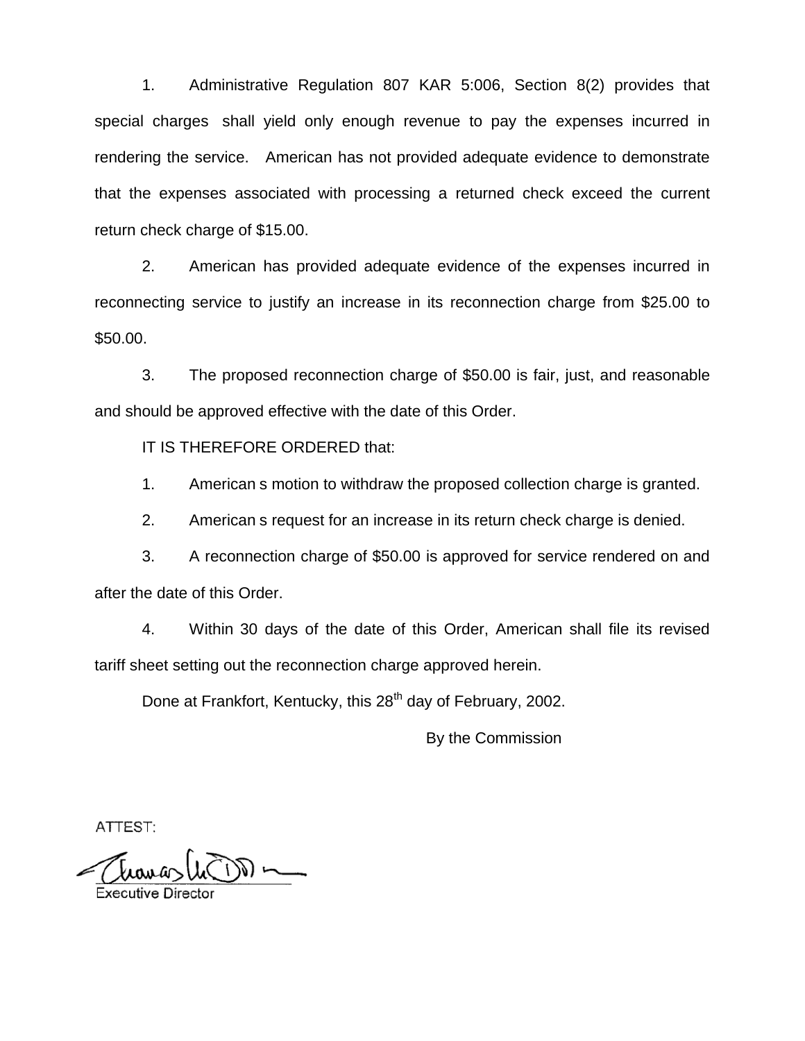1. Administrative Regulation 807 KAR 5:006, Section 8(2) provides that special charges shall yield only enough revenue to pay the expenses incurred in rendering the service. American has not provided adequate evidence to demonstrate that the expenses associated with processing a returned check exceed the current return check charge of $15.00.

2. American has provided adequate evidence of the expenses incurred in reconnecting service to justify an increase in its reconnection charge from $25.00 to $50.00.

3. The proposed reconnection charge of $50.00 is fair, just, and reasonable and should be approved effective with the date of this Order.

IT IS THEREFORE ORDERED that:

1. American s motion to withdraw the proposed collection charge is granted.

2. American s request for an increase in its return check charge is denied.

3. A reconnection charge of $50.00 is approved for service rendered on and after the date of this Order.

4. Within 30 days of the date of this Order, American shall file its revised tariff sheet setting out the reconnection charge approved herein.

Done at Frankfort, Kentucky, this 28th day of February, 2002.

By the Commission

ATTEST:

Executive Director